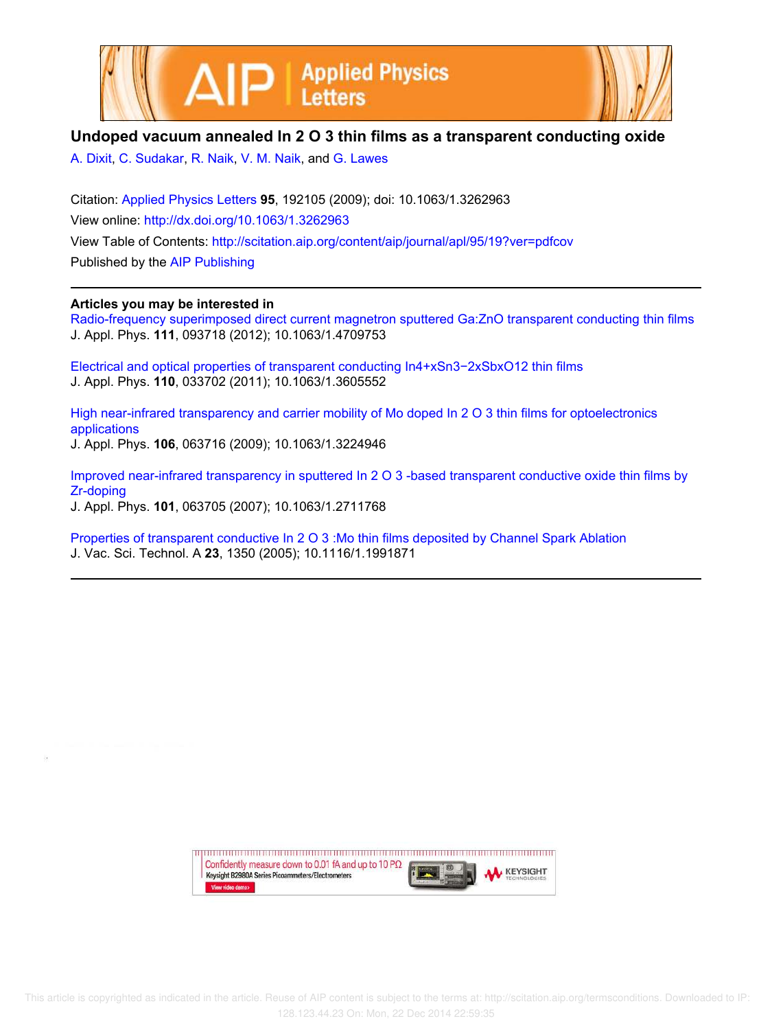# Undoped vacuum annealed $In_2O_3$ thin films as a transparent conducting oxide

A. Dixit, C. Sudakar, R. Naik, V. M. Naik, and G. Lawes

Citation: Applied Physics Letters **95**, 192105 (2009); doi: 10.1063/1.3262963

View online: http://dx.doi.org/10.1063/1.3262963

View Table of Contents: http://scitation.aip.org/content/aip/journal/apl/95/19?ver=pdfcov

Published by the AIP Publishing

## Articles you may be interested in

Radio-frequency superimposed direct current magnetron sputtered Ga:ZnO transparent conducting thin films
J. Appl. Phys. **111**, 093718 (2012); 10.1063/1.4709753

Electrical and optical properties of transparent conducting $In_{4+x}Sn_{3-2x}Sb_xO_{12}$ thin films
J. Appl. Phys. **110**, 033702 (2011); 10.1063/1.3605552

High near-infrared transparency and carrier mobility of Mo doped $In_2O_3$ thin films for optoelectronics applications
J. Appl. Phys. **106**, 063716 (2009); 10.1063/1.3224946

Improved near-infrared transparency in sputtered $In_2O_3$-based transparent conductive oxide thin films by Zr-doping
J. Appl. Phys. **101**, 063705 (2007); 10.1063/1.2711768

Properties of transparent conductive $In_2O_3$:Mo thin films deposited by Channel Spark Ablation
J. Vac. Sci. Technol. A **23**, 1350 (2005); 10.1116/1.1991871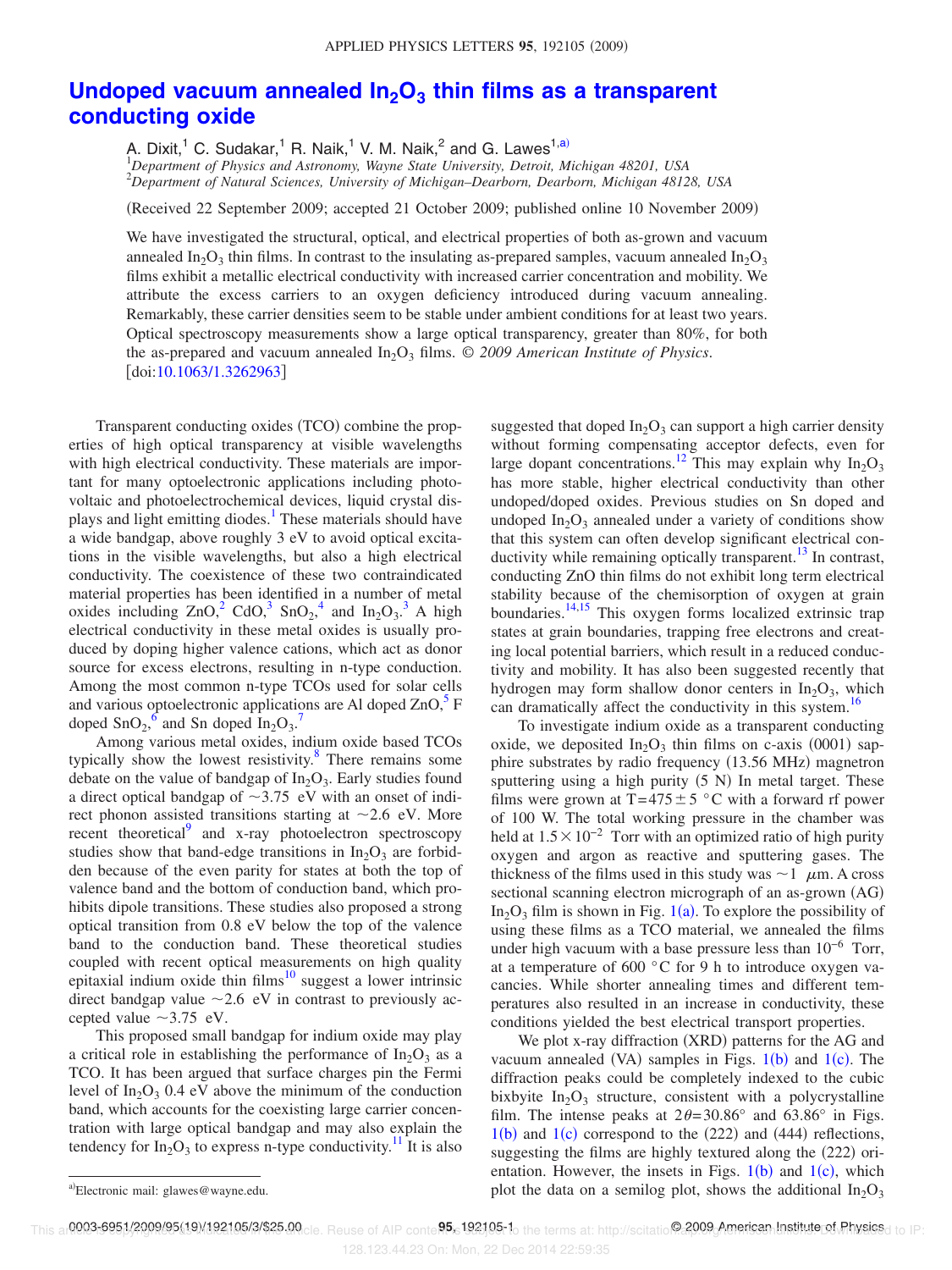# Undoped vacuum annealed $In_2O_3$ thin films as a transparent conducting oxide

A. Dixit,[1] C. Sudakar,[1] R. Naik,[1] V. M. Naik,[2] and G. Lawes[1,a)]

[1]*Department of Physics and Astronomy, Wayne State University, Detroit, Michigan 48201, USA*
[2]*Department of Natural Sciences, University of Michigan–Dearborn, Dearborn, Michigan 48128, USA*

(Received 22 September 2009; accepted 21 October 2009; published online 10 November 2009)

We have investigated the structural, optical, and electrical properties of both as-grown and vacuum annealed $In_2O_3$ thin films. In contrast to the insulating as-prepared samples, vacuum annealed $In_2O_3$ films exhibit a metallic electrical conductivity with increased carrier concentration and mobility. We attribute the excess carriers to an oxygen deficiency introduced during vacuum annealing. Remarkably, these carrier densities seem to be stable under ambient conditions for at least two years. Optical spectroscopy measurements show a large optical transparency, greater than 80%, for both the as-prepared and vacuum annealed $In_2O_3$ films. © *2009 American Institute of Physics.* [doi:10.1063/1.3262963]

Transparent conducting oxides (TCO) combine the properties of high optical transparency at visible wavelengths with high electrical conductivity. These materials are important for many optoelectronic applications including photovoltaic and photoelectrochemical devices, liquid crystal displays and light emitting diodes.[1] These materials should have a wide bandgap, above roughly 3 eV to avoid optical excitations in the visible wavelengths, but also a high electrical conductivity. The coexistence of these two contraindicated material properties has been identified in a number of metal oxides including ZnO,[2] CdO,[3] $SnO_2$,[4] and $In_2O_3$.[3] A high electrical conductivity in these metal oxides is usually produced by doping higher valence cations, which act as donor source for excess electrons, resulting in n-type conduction. Among the most common n-type TCOs used for solar cells and various optoelectronic applications are Al doped ZnO,[5] F doped $SnO_2$,[6] and Sn doped $In_2O_3$.[7]

Among various metal oxides, indium oxide based TCOs typically show the lowest resistivity.[8] There remains some debate on the value of bandgap of $In_2O_3$. Early studies found a direct optical bandgap of ~3.75 eV with an onset of indirect phonon assisted transitions starting at ~2.6 eV. More recent theoretical[9] and x-ray photoelectron spectroscopy studies show that band-edge transitions in $In_2O_3$ are forbidden because of the even parity for states at both the top of valence band and the bottom of conduction band, which prohibits dipole transitions. These studies also proposed a strong optical transition from 0.8 eV below the top of the valence band to the conduction band. These theoretical studies coupled with recent optical measurements on high quality epitaxial indium oxide thin films[10] suggest a lower intrinsic direct bandgap value ~2.6 eV in contrast to previously accepted value ~3.75 eV.

This proposed small bandgap for indium oxide may play a critical role in establishing the performance of $In_2O_3$ as a TCO. It has been argued that surface charges pin the Fermi level of $In_2O_3$ 0.4 eV above the minimum of the conduction band, which accounts for the coexisting large carrier concentration with large optical bandgap and may also explain the tendency for $In_2O_3$ to express n-type conductivity.[11] It is also suggested that doped $In_2O_3$ can support a high carrier density without forming compensating acceptor defects, even for large dopant concentrations.[12] This may explain why $In_2O_3$ has more stable, higher electrical conductivity than other undoped/doped oxides. Previous studies on Sn doped and undoped $In_2O_3$ annealed under a variety of conditions show that this system can often develop significant electrical conductivity while remaining optically transparent.[13] In contrast, conducting ZnO thin films do not exhibit long term electrical stability because of the chemisorption of oxygen at grain boundaries.[14,15] This oxygen forms localized extrinsic trap states at grain boundaries, trapping free electrons and creating local potential barriers, which result in a reduced conductivity and mobility. It has also been suggested recently that hydrogen may form shallow donor centers in $In_2O_3$, which can dramatically affect the conductivity in this system.[16]

To investigate indium oxide as a transparent conducting oxide, we deposited $In_2O_3$ thin films on c-axis (0001) sapphire substrates by radio frequency (13.56 MHz) magnetron sputtering using a high purity (5 N) In metal target. These films were grown at $T=475\pm5$ °C with a forward rf power of 100 W. The total working pressure in the chamber was held at $1.5\times10^{-2}$ Torr with an optimized ratio of high purity oxygen and argon as reactive and sputtering gases. The thickness of the films used in this study was ~1 μm. A cross sectional scanning electron micrograph of an as-grown (AG) $In_2O_3$ film is shown in Fig. 1(a). To explore the possibility of using these films as a TCO material, we annealed the films under high vacuum with a base pressure less than $10^{-6}$ Torr, at a temperature of 600 °C for 9 h to introduce oxygen vacancies. While shorter annealing times and different temperatures also resulted in an increase in conductivity, these conditions yielded the best electrical transport properties.

We plot x-ray diffraction (XRD) patterns for the AG and vacuum annealed (VA) samples in Figs. 1(b) and 1(c). The diffraction peaks could be completely indexed to the cubic bixbyite $In_2O_3$ structure, consistent with a polycrystalline film. The intense peaks at $2\theta=30.86°$ and 63.86° in Figs. 1(b) and 1(c) correspond to the (222) and (444) reflections, suggesting the films are highly textured along the (222) orientation. However, the insets in Figs. 1(b) and 1(c), which plot the data on a semilog plot, shows the additional $In_2O_3$

a)Electronic mail: glawes@wayne.edu.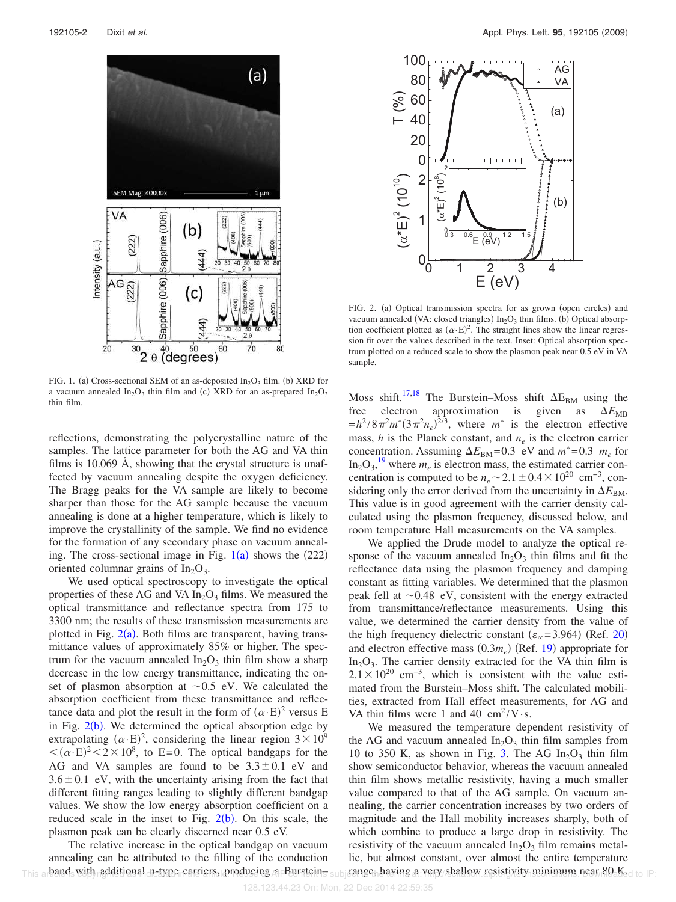FIG. 1. (a) Cross-sectional SEM of an as-deposited $In_2O_3$ film. (b) XRD for a vacuum annealed $In_2O_3$ thin film and (c) XRD for an as-prepared $In_2O_3$ thin film.

FIG. 2. (a) Optical transmission spectra for as grown (open circles) and vacuum annealed (VA: closed triangles) $In_2O_3$ thin films. (b) Optical absorption coefficient plotted as $(\alpha \cdot E)^2$. The straight lines show the linear regression fit over the values described in the text. Inset: Optical absorption spectrum plotted on a reduced scale to show the plasmon peak near 0.5 eV in VA sample.

reflections, demonstrating the polycrystalline nature of the samples. The lattice parameter for both the AG and VA thin films is 10.069 Å, showing that the crystal structure is unaffected by vacuum annealing despite the oxygen deficiency. The Bragg peaks for the VA sample are likely to become sharper than those for the AG sample because the vacuum annealing is done at a higher temperature, which is likely to improve the crystallinity of the sample. We find no evidence for the formation of any secondary phase on vacuum annealing. The cross-sectional image in Fig. 1(a) shows the (222) oriented columnar grains of $In_2O_3$.

We used optical spectroscopy to investigate the optical properties of these AG and VA $In_2O_3$ films. We measured the optical transmittance and reflectance spectra from 175 to 3300 nm; the results of these transmission measurements are plotted in Fig. 2(a). Both films are transparent, having transmittance values of approximately 85% or higher. The spectrum for the vacuum annealed $In_2O_3$ thin film show a sharp decrease in the low energy transmittance, indicating the onset of plasmon absorption at ~0.5 eV. We calculated the absorption coefficient from these transmittance and reflectance data and plot the result in the form of $(\alpha \cdot E)^2$ versus E in Fig. 2(b). We determined the optical absorption edge by extrapolating $(\alpha \cdot E)^2$, considering the linear region $3\times 10^9 < (\alpha \cdot E)^2 < 2\times 10^8$, to E=0. The optical bandgaps for the AG and VA samples are found to be $3.3\pm 0.1$ eV and $3.6\pm 0.1$ eV, with the uncertainty arising from the fact that different fitting ranges leading to slightly different bandgap values. We show the low energy absorption coefficient on a reduced scale in the inset to Fig. 2(b). On this scale, the plasmon peak can be clearly discerned near 0.5 eV.

The relative increase in the optical bandgap on vacuum annealing can be attributed to the filling of the conduction band with additional n-type carriers, producing a Burstein–Moss shift.[17,18] The Burstein–Moss shift $\Delta E_{BM}$ using the free electron approximation is given as $\Delta E_{MB} = h^2/8\pi^2 m^*(3\pi^2 n_e)^{2/3}$, where $m^*$ is the electron effective mass, $h$ is the Planck constant, and $n_e$ is the electron carrier concentration. Assuming $\Delta E_{BM}=0.3$ eV and $m^*=0.3$ $m_e$ for $In_2O_3$,[19] where $m_e$ is electron mass, the estimated carrier concentration is computed to be $n_e \sim 2.1\pm 0.4\times 10^{20}$ cm$^{-3}$, considering only the error derived from the uncertainty in $\Delta E_{BM}$. This value is in good agreement with the carrier density calculated using the plasmon frequency, discussed below, and room temperature Hall measurements on the VA samples.

We applied the Drude model to analyze the optical response of the vacuum annealed $In_2O_3$ thin films and fit the reflectance data using the plasmon frequency and damping constant as fitting variables. We determined that the plasmon peak fell at ~0.48 eV, consistent with the energy extracted from transmittance/reflectance measurements. Using this value, we determined the carrier density from the value of the high frequency dielectric constant ($\varepsilon_\infty = 3.964$) (Ref. 20) and electron effective mass ($0.3m_e$) (Ref. 19) appropriate for $In_2O_3$. The carrier density extracted for the VA thin film is $2.1\times 10^{20}$ cm$^{-3}$, which is consistent with the value estimated from the Burstein–Moss shift. The calculated mobilities, extracted from Hall effect measurements, for AG and VA thin films were 1 and 40 cm$^2$/V·s.

We measured the temperature dependent resistivity of the AG and vacuum annealed $In_2O_3$ thin film samples from 10 to 350 K, as shown in Fig. 3. The AG $In_2O_3$ thin film show semiconductor behavior, whereas the vacuum annealed thin film shows metallic resistivity, having a much smaller value compared to that of the AG sample. On vacuum annealing, the carrier concentration increases by two orders of magnitude and the Hall mobility increases sharply, both of which combine to produce a large drop in resistivity. The resistivity of the vacuum annealed $In_2O_3$ film remains metallic, but almost constant, over almost the entire temperature range, having a very shallow resistivity minimum near 80 K.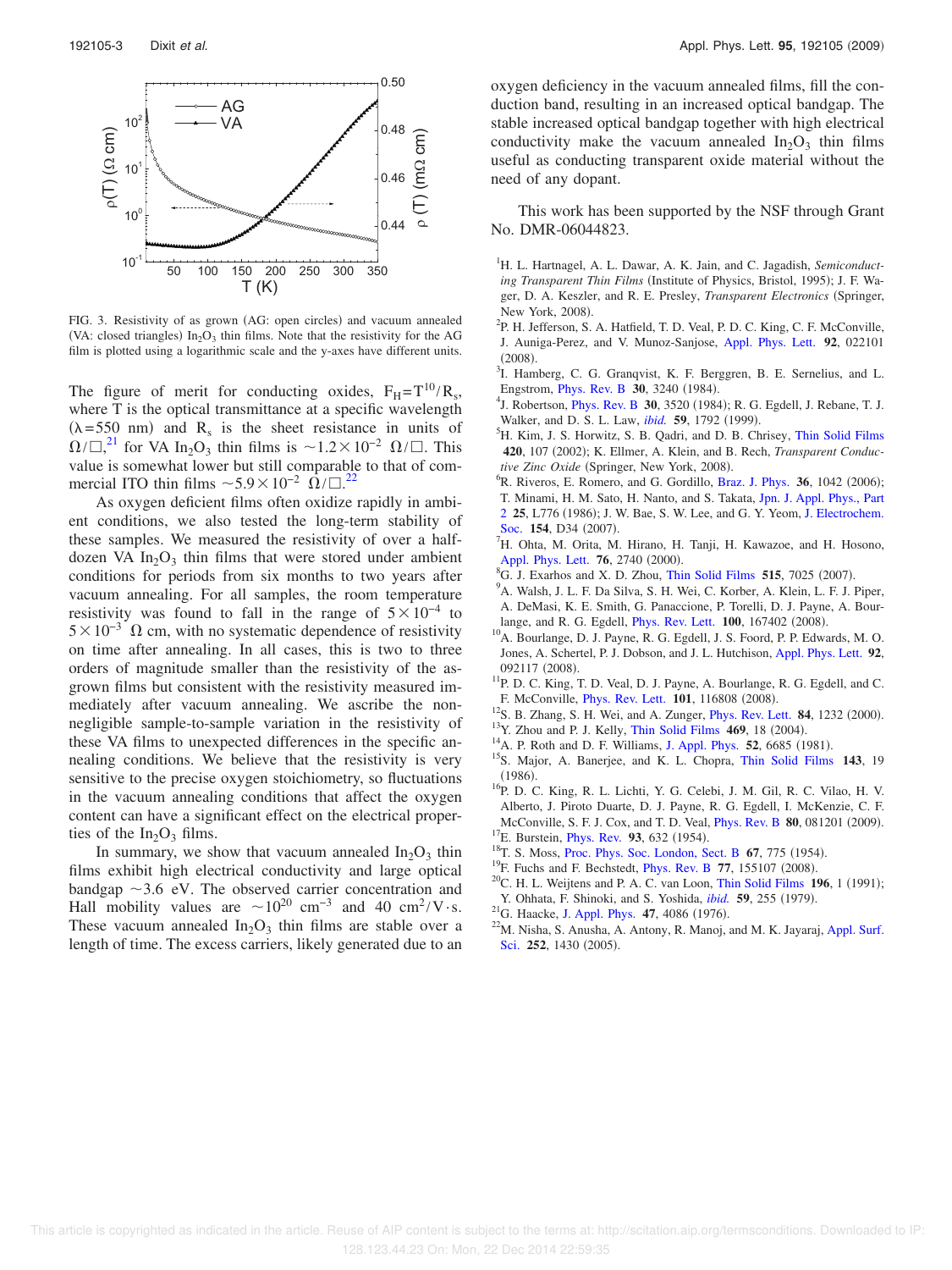AG

VA

$10^2$

$10^1$

$10^0$

$10^{-1}$

$\rho(T)$ ($\Omega$ cm)

0.50

0.48

0.46

0.44

$\rho$ (T) (m$\Omega$ cm)

50 100 150 200 250 300 350

T (K)

FIG. 3. Resistivity of as grown (AG: open circles) and vacuum annealed (VA: closed triangles) $In_2O_3$ thin films. Note that the resistivity for the AG film is plotted using a logarithmic scale and the y-axes have different units.

The figure of merit for conducting oxides, $F_H = T^{10}/R_s$, where T is the optical transmittance at a specific wavelength ($\lambda = 550$ nm) and $R_s$ is the sheet resistance in units of $\Omega/\square$,[21] for VA $In_2O_3$ thin films is $\sim 1.2 \times 10^{-2}$ $\Omega/\square$. This value is somewhat lower but still comparable to that of commercial ITO thin films $\sim 5.9 \times 10^{-2}$ $\Omega/\square$.[22]

As oxygen deficient films often oxidize rapidly in ambient conditions, we also tested the long-term stability of these samples. We measured the resistivity of over a half-dozen VA $In_2O_3$ thin films that were stored under ambient conditions for periods from six months to two years after vacuum annealing. For all samples, the room temperature resistivity was found to fall in the range of $5 \times 10^{-4}$ to $5 \times 10^{-3}$ $\Omega$ cm, with no systematic dependence of resistivity on time after annealing. In all cases, this is two to three orders of magnitude smaller than the resistivity of the as-grown films but consistent with the resistivity measured immediately after vacuum annealing. We ascribe the non-negligible sample-to-sample variation in the resistivity of these VA films to unexpected differences in the specific annealing conditions. We believe that the resistivity is very sensitive to the precise oxygen stoichiometry, so fluctuations in the vacuum annealing conditions that affect the oxygen content can have a significant effect on the electrical properties of the $In_2O_3$ films.

In summary, we show that vacuum annealed $In_2O_3$ thin films exhibit high electrical conductivity and large optical bandgap $\sim 3.6$ eV. The observed carrier concentration and Hall mobility values are $\sim 10^{20}$ $cm^{-3}$ and 40 $cm^2/V \cdot s$. These vacuum annealed $In_2O_3$ thin films are stable over a length of time. The excess carriers, likely generated due to an oxygen deficiency in the vacuum annealed films, fill the conduction band, resulting in an increased optical bandgap. The stable increased optical bandgap together with high electrical conductivity make the vacuum annealed $In_2O_3$ thin films useful as conducting transparent oxide material without the need of any dopant.

This work has been supported by the NSF through Grant No. DMR-06044823.

[1] H. L. Hartnagel, A. L. Dawar, A. K. Jain, and C. Jagadish, *Semiconducting Transparent Thin Films* (Institute of Physics, Bristol, 1995); J. F. Wager, D. A. Keszler, and R. E. Presley, *Transparent Electronics* (Springer, New York, 2008).

[2] P. H. Jefferson, S. A. Hatfield, T. D. Veal, P. D. C. King, C. F. McConville, J. Auniga-Perez, and V. Munoz-Sanjose, Appl. Phys. Lett. **92**, 022101 (2008).

[3] I. Hamberg, C. G. Granqvist, K. F. Berggren, B. E. Sernelius, and L. Engstrom, Phys. Rev. B **30**, 3240 (1984).

[4] J. Robertson, Phys. Rev. B **30**, 3520 (1984); R. G. Egdell, J. Rebane, T. J. Walker, and D. S. L. Law, *ibid.* **59**, 1792 (1999).

[5] H. Kim, J. S. Horwitz, S. B. Qadri, and D. B. Chrisey, Thin Solid Films **420**, 107 (2002); K. Ellmer, A. Klein, and B. Rech, *Transparent Conductive Zinc Oxide* (Springer, New York, 2008).

[6] R. Riveros, E. Romero, and G. Gordillo, Braz. J. Phys. **36**, 1042 (2006); T. Minami, H. M. Sato, H. Nanto, and S. Takata, Jpn. J. Appl. Phys., Part 2 **25**, L776 (1986); J. W. Bae, S. W. Lee, and G. Y. Yeom, J. Electrochem. Soc. **154**, D34 (2007).

[7] H. Ohta, M. Orita, M. Hirano, H. Tanji, H. Kawazoe, and H. Hosono, Appl. Phys. Lett. **76**, 2740 (2000).

[8] G. J. Exarhos and X. D. Zhou, Thin Solid Films **515**, 7025 (2007).

[9] A. Walsh, J. L. F. Da Silva, S. H. Wei, C. Korber, A. Klein, L. F. J. Piper, A. DeMasi, K. E. Smith, G. Panaccione, P. Torelli, D. J. Payne, A. Bourlange, and R. G. Egdell, Phys. Rev. Lett. **100**, 167402 (2008).

[10] A. Bourlange, D. J. Payne, R. G. Egdell, J. S. Foord, P. P. Edwards, M. O. Jones, A. Schertel, P. J. Dobson, and J. L. Hutchison, Appl. Phys. Lett. **92**, 092117 (2008).

[11] P. D. C. King, T. D. Veal, D. J. Payne, A. Bourlange, R. G. Egdell, and C. F. McConville, Phys. Rev. Lett. **101**, 116808 (2008).

[12] S. B. Zhang, S. H. Wei, and A. Zunger, Phys. Rev. Lett. **84**, 1232 (2000).

[13] Y. Zhou and P. J. Kelly, Thin Solid Films **469**, 18 (2004).

[14] A. P. Roth and D. F. Williams, J. Appl. Phys. **52**, 6685 (1981).

[15] S. Major, A. Banerjee, and K. L. Chopra, Thin Solid Films **143**, 19 (1986).

[16] P. D. C. King, R. L. Lichti, Y. G. Celebi, J. M. Gil, R. C. Vilao, H. V. Alberto, J. Piroto Duarte, D. J. Payne, R. G. Egdell, I. McKenzie, C. F. McConville, S. F. J. Cox, and T. D. Veal, Phys. Rev. B **80**, 081201 (2009).

[17] E. Burstein, Phys. Rev. **93**, 632 (1954).

[18] T. S. Moss, Proc. Phys. Soc. London, Sect. B **67**, 775 (1954).

[19] F. Fuchs and F. Bechstedt, Phys. Rev. B **77**, 155107 (2008).

[20] C. H. L. Weijtens and P. A. C. van Loon, Thin Solid Films **196**, 1 (1991); Y. Ohhata, F. Shinoki, and S. Yoshida, *ibid.* **59**, 255 (1979).

[21] G. Haacke, J. Appl. Phys. **47**, 4086 (1976).

[22] M. Nisha, S. Anusha, A. Antony, R. Manoj, and M. K. Jayaraj, Appl. Surf. Sci. **252**, 1430 (2005).